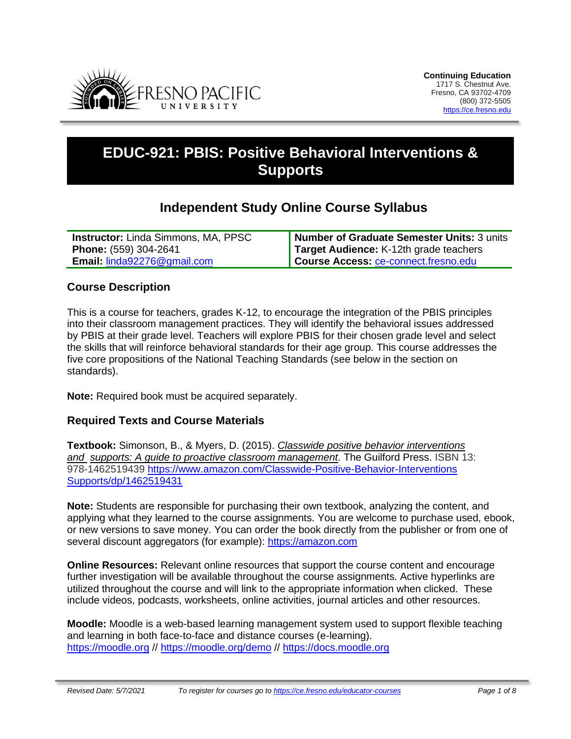**Continuing Education**
1717 S. Chestnut Ave.
Fresno, CA 93702-4709
(800) 372-5505
https://ce.fresno.edu

# EDUC-921: PBIS: Positive Behavioral Interventions & Supports

## Independent Study Online Course Syllabus

| | |
|---|---|
| **Instructor:** Linda Simmons, MA, PPSC | **Number of Graduate Semester Units:** 3 units |
| **Phone:** (559) 304-2641 | **Target Audience:** K-12th grade teachers |
| **Email:** linda92276@gmail.com | **Course Access:** ce-connect.fresno.edu |

### Course Description

This is a course for teachers, grades K-12, to encourage the integration of the PBIS principles into their classroom management practices. They will identify the behavioral issues addressed by PBIS at their grade level. Teachers will explore PBIS for their chosen grade level and select the skills that will reinforce behavioral standards for their age group. This course addresses the five core propositions of the National Teaching Standards (see below in the section on standards).

**Note:** Required book must be acquired separately.

### Required Texts and Course Materials

**Textbook:** Simonson, B., & Myers, D. (2015). *Classwide positive behavior interventions and supports: A guide to proactive classroom management*. The Guilford Press. ISBN 13: 978-1462519439 https://www.amazon.com/Classwide-Positive-Behavior-Interventions Supports/dp/1462519431

**Note:** Students are responsible for purchasing their own textbook, analyzing the content, and applying what they learned to the course assignments. You are welcome to purchase used, ebook, or new versions to save money. You can order the book directly from the publisher or from one of several discount aggregators (for example): https://amazon.com

**Online Resources:** Relevant online resources that support the course content and encourage further investigation will be available throughout the course assignments. Active hyperlinks are utilized throughout the course and will link to the appropriate information when clicked. These include videos, podcasts, worksheets, online activities, journal articles and other resources.

**Moodle:** Moodle is a web-based learning management system used to support flexible teaching and learning in both face-to-face and distance courses (e-learning). https://moodle.org // https://moodle.org/demo // https://docs.moodle.org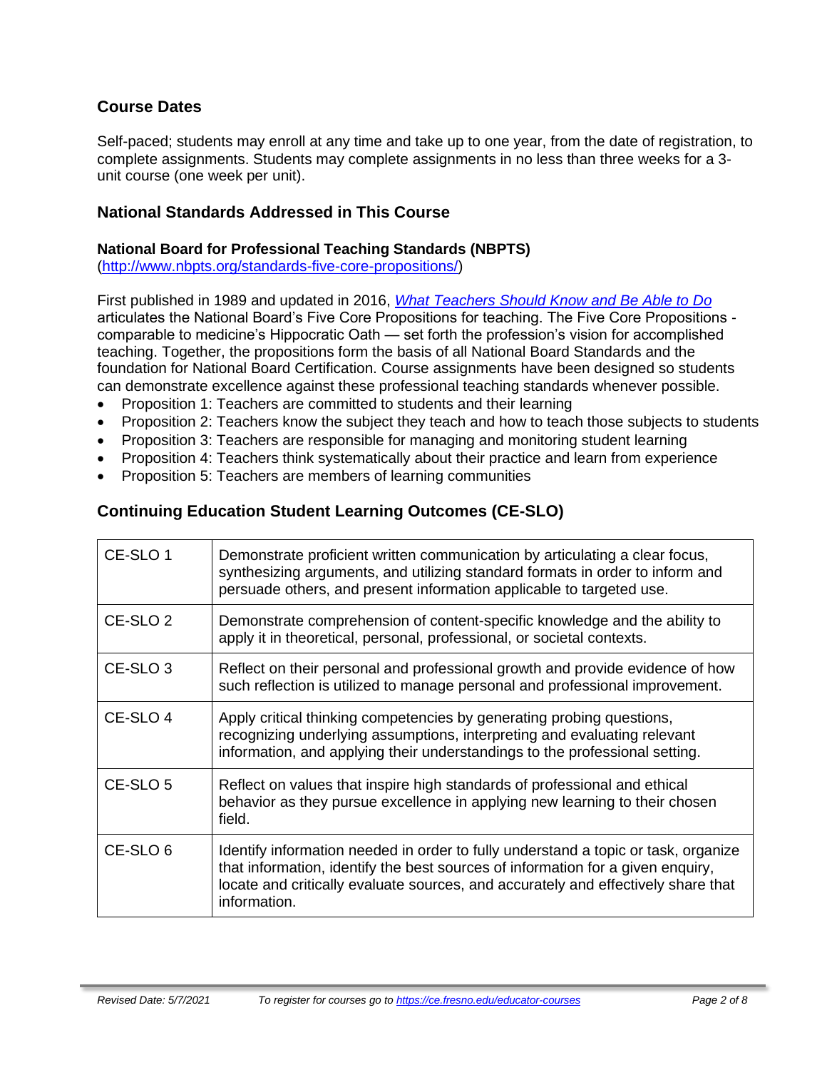## Course Dates

Self-paced; students may enroll at any time and take up to one year, from the date of registration, to complete assignments. Students may complete assignments in no less than three weeks for a 3-unit course (one week per unit).

## National Standards Addressed in This Course

### National Board for Professional Teaching Standards (NBPTS)

([http://www.nbpts.org/standards-five-core-propositions/](http://www.nbpts.org/standards-five-core-propositions/))

First published in 1989 and updated in 2016, *[What Teachers Should Know and Be Able to Do](#)* articulates the National Board's Five Core Propositions for teaching. The Five Core Propositions - comparable to medicine's Hippocratic Oath — set forth the profession's vision for accomplished teaching. Together, the propositions form the basis of all National Board Standards and the foundation for National Board Certification. Course assignments have been designed so students can demonstrate excellence against these professional teaching standards whenever possible.

- Proposition 1: Teachers are committed to students and their learning
- Proposition 2: Teachers know the subject they teach and how to teach those subjects to students
- Proposition 3: Teachers are responsible for managing and monitoring student learning
- Proposition 4: Teachers think systematically about their practice and learn from experience
- Proposition 5: Teachers are members of learning communities

## Continuing Education Student Learning Outcomes (CE-SLO)

| | |
|---|---|
| CE-SLO 1 | Demonstrate proficient written communication by articulating a clear focus, synthesizing arguments, and utilizing standard formats in order to inform and persuade others, and present information applicable to targeted use. |
| CE-SLO 2 | Demonstrate comprehension of content-specific knowledge and the ability to apply it in theoretical, personal, professional, or societal contexts. |
| CE-SLO 3 | Reflect on their personal and professional growth and provide evidence of how such reflection is utilized to manage personal and professional improvement. |
| CE-SLO 4 | Apply critical thinking competencies by generating probing questions, recognizing underlying assumptions, interpreting and evaluating relevant information, and applying their understandings to the professional setting. |
| CE-SLO 5 | Reflect on values that inspire high standards of professional and ethical behavior as they pursue excellence in applying new learning to their chosen field. |
| CE-SLO 6 | Identify information needed in order to fully understand a topic or task, organize that information, identify the best sources of information for a given enquiry, locate and critically evaluate sources, and accurately and effectively share that information. |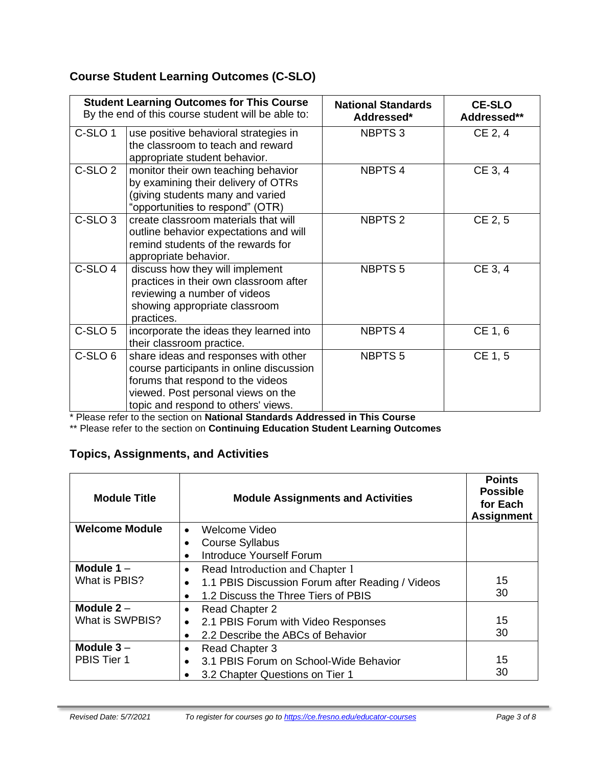## Course Student Learning Outcomes (C-SLO)

| **Student Learning Outcomes for This Course** By the end of this course student will be able to: | | **National Standards Addressed*** | **CE-SLO Addressed**** |
|---|---|---|---|
| C-SLO 1 | use positive behavioral strategies in the classroom to teach and reward appropriate student behavior. | NBPTS 3 | CE 2, 4 |
| C-SLO 2 | monitor their own teaching behavior by examining their delivery of OTRs (giving students many and varied "opportunities to respond" (OTR) | NBPTS 4 | CE 3, 4 |
| C-SLO 3 | create classroom materials that will outline behavior expectations and will remind students of the rewards for appropriate behavior. | NBPTS 2 | CE 2, 5 |
| C-SLO 4 | discuss how they will implement practices in their own classroom after reviewing a number of videos showing appropriate classroom practices. | NBPTS 5 | CE 3, 4 |
| C-SLO 5 | incorporate the ideas they learned into their classroom practice. | NBPTS 4 | CE 1, 6 |
| C-SLO 6 | share ideas and responses with other course participants in online discussion forums that respond to the videos viewed. Post personal views on the topic and respond to others' views. | NBPTS 5 | CE 1, 5 |

* Please refer to the section on **National Standards Addressed in This Course**

** Please refer to the section on **Continuing Education Student Learning Outcomes**

## Topics, Assignments, and Activities

| Module Title | Module Assignments and Activities | Points Possible for Each Assignment |
|---|---|---|
| **Welcome Module** | • Welcome Video<br>• Course Syllabus<br>• Introduce Yourself Forum | |
| **Module 1** – What is PBIS? | • Read Introduction and Chapter 1<br>• 1.1 PBIS Discussion Forum after Reading / Videos<br>• 1.2 Discuss the Three Tiers of PBIS | 15<br>30 |
| **Module 2** – What is SWPBIS? | • Read Chapter 2<br>• 2.1 PBIS Forum with Video Responses<br>• 2.2 Describe the ABCs of Behavior | 15<br>30 |
| **Module 3** – PBIS Tier 1 | • Read Chapter 3<br>• 3.1 PBIS Forum on School-Wide Behavior<br>• 3.2 Chapter Questions on Tier 1 | 15<br>30 |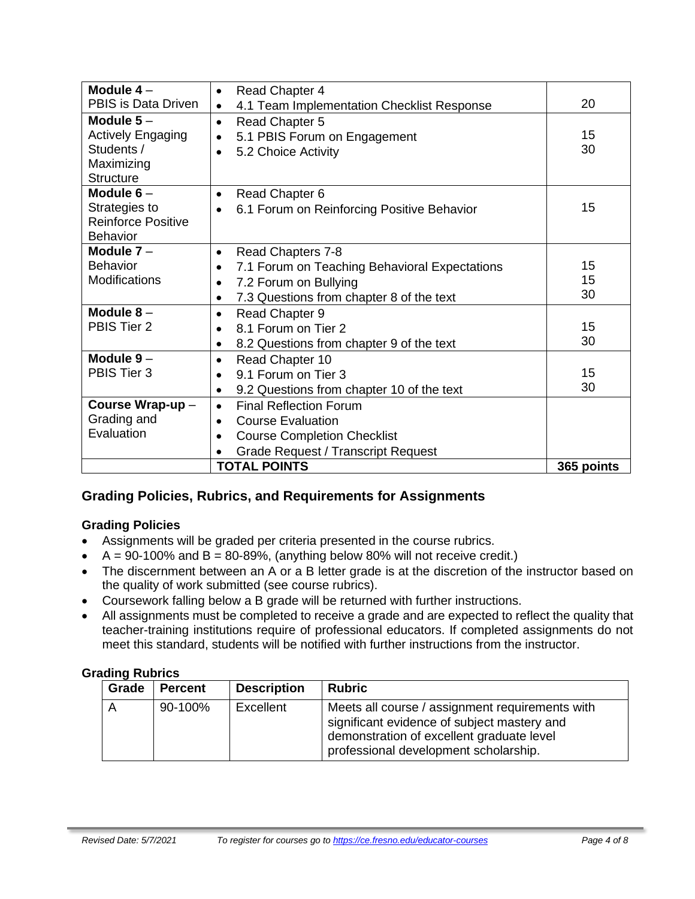| | | |
|---|---|---|
| **Module 4** – PBIS is Data Driven | • Read Chapter 4<br>• 4.1 Team Implementation Checklist Response | 20 |
| **Module 5** – Actively Engaging Students / Maximizing Structure | • Read Chapter 5<br>• 5.1 PBIS Forum on Engagement<br>• 5.2 Choice Activity | 15<br>30 |
| **Module 6** – Strategies to Reinforce Positive Behavior | • Read Chapter 6<br>• 6.1 Forum on Reinforcing Positive Behavior | 15 |
| **Module 7** – Behavior Modifications | • Read Chapters 7-8<br>• 7.1 Forum on Teaching Behavioral Expectations<br>• 7.2 Forum on Bullying<br>• 7.3 Questions from chapter 8 of the text | 15<br>15<br>30 |
| **Module 8** – PBIS Tier 2 | • Read Chapter 9<br>• 8.1 Forum on Tier 2<br>• 8.2 Questions from chapter 9 of the text | 15<br>30 |
| **Module 9** – PBIS Tier 3 | • Read Chapter 10<br>• 9.1 Forum on Tier 3<br>• 9.2 Questions from chapter 10 of the text | 15<br>30 |
| **Course Wrap-up** – Grading and Evaluation | • Final Reflection Forum<br>• Course Evaluation<br>• Course Completion Checklist<br>• Grade Request / Transcript Request | |
| | **TOTAL POINTS** | **365 points** |

## Grading Policies, Rubrics, and Requirements for Assignments

### Grading Policies

- Assignments will be graded per criteria presented in the course rubrics.
- A = 90-100% and B = 80-89%, (anything below 80% will not receive credit.)
- The discernment between an A or a B letter grade is at the discretion of the instructor based on the quality of work submitted (see course rubrics).
- Coursework falling below a B grade will be returned with further instructions.
- All assignments must be completed to receive a grade and are expected to reflect the quality that teacher-training institutions require of professional educators. If completed assignments do not meet this standard, students will be notified with further instructions from the instructor.

### Grading Rubrics

| Grade | Percent | Description | Rubric |
|---|---|---|---|
| A | 90-100% | Excellent | Meets all course / assignment requirements with significant evidence of subject mastery and demonstration of excellent graduate level professional development scholarship. |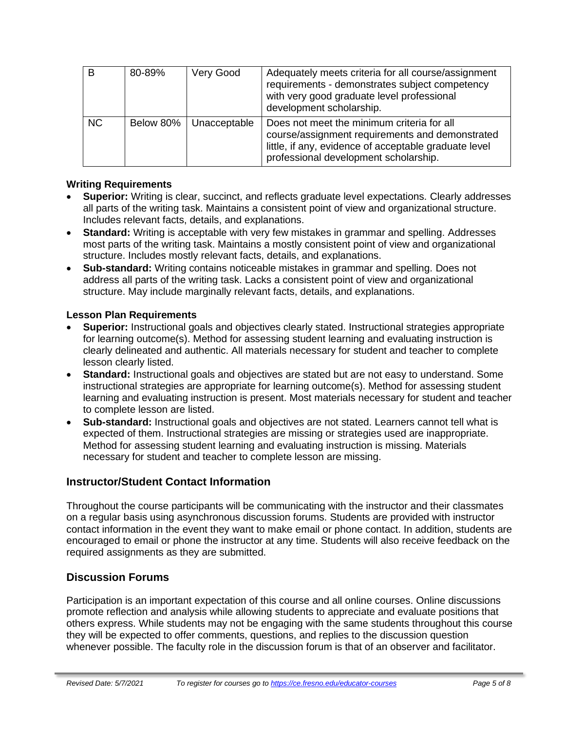| B | 80-89% | Very Good | Adequately meets criteria for all course/assignment requirements - demonstrates subject competency with very good graduate level professional development scholarship. |
|---|---|---|---|
| NC | Below 80% | Unacceptable | Does not meet the minimum criteria for all course/assignment requirements and demonstrated little, if any, evidence of acceptable graduate level professional development scholarship. |

**Writing Requirements**

- **Superior:** Writing is clear, succinct, and reflects graduate level expectations. Clearly addresses all parts of the writing task. Maintains a consistent point of view and organizational structure. Includes relevant facts, details, and explanations.
- **Standard:** Writing is acceptable with very few mistakes in grammar and spelling. Addresses most parts of the writing task. Maintains a mostly consistent point of view and organizational structure. Includes mostly relevant facts, details, and explanations.
- **Sub-standard:** Writing contains noticeable mistakes in grammar and spelling. Does not address all parts of the writing task. Lacks a consistent point of view and organizational structure. May include marginally relevant facts, details, and explanations.

**Lesson Plan Requirements**

- **Superior:** Instructional goals and objectives clearly stated. Instructional strategies appropriate for learning outcome(s). Method for assessing student learning and evaluating instruction is clearly delineated and authentic. All materials necessary for student and teacher to complete lesson clearly listed.
- **Standard:** Instructional goals and objectives are stated but are not easy to understand. Some instructional strategies are appropriate for learning outcome(s). Method for assessing student learning and evaluating instruction is present. Most materials necessary for student and teacher to complete lesson are listed.
- **Sub-standard:** Instructional goals and objectives are not stated. Learners cannot tell what is expected of them. Instructional strategies are missing or strategies used are inappropriate. Method for assessing student learning and evaluating instruction is missing. Materials necessary for student and teacher to complete lesson are missing.

## Instructor/Student Contact Information

Throughout the course participants will be communicating with the instructor and their classmates on a regular basis using asynchronous discussion forums. Students are provided with instructor contact information in the event they want to make email or phone contact. In addition, students are encouraged to email or phone the instructor at any time. Students will also receive feedback on the required assignments as they are submitted.

## Discussion Forums

Participation is an important expectation of this course and all online courses. Online discussions promote reflection and analysis while allowing students to appreciate and evaluate positions that others express. While students may not be engaging with the same students throughout this course they will be expected to offer comments, questions, and replies to the discussion question whenever possible. The faculty role in the discussion forum is that of an observer and facilitator.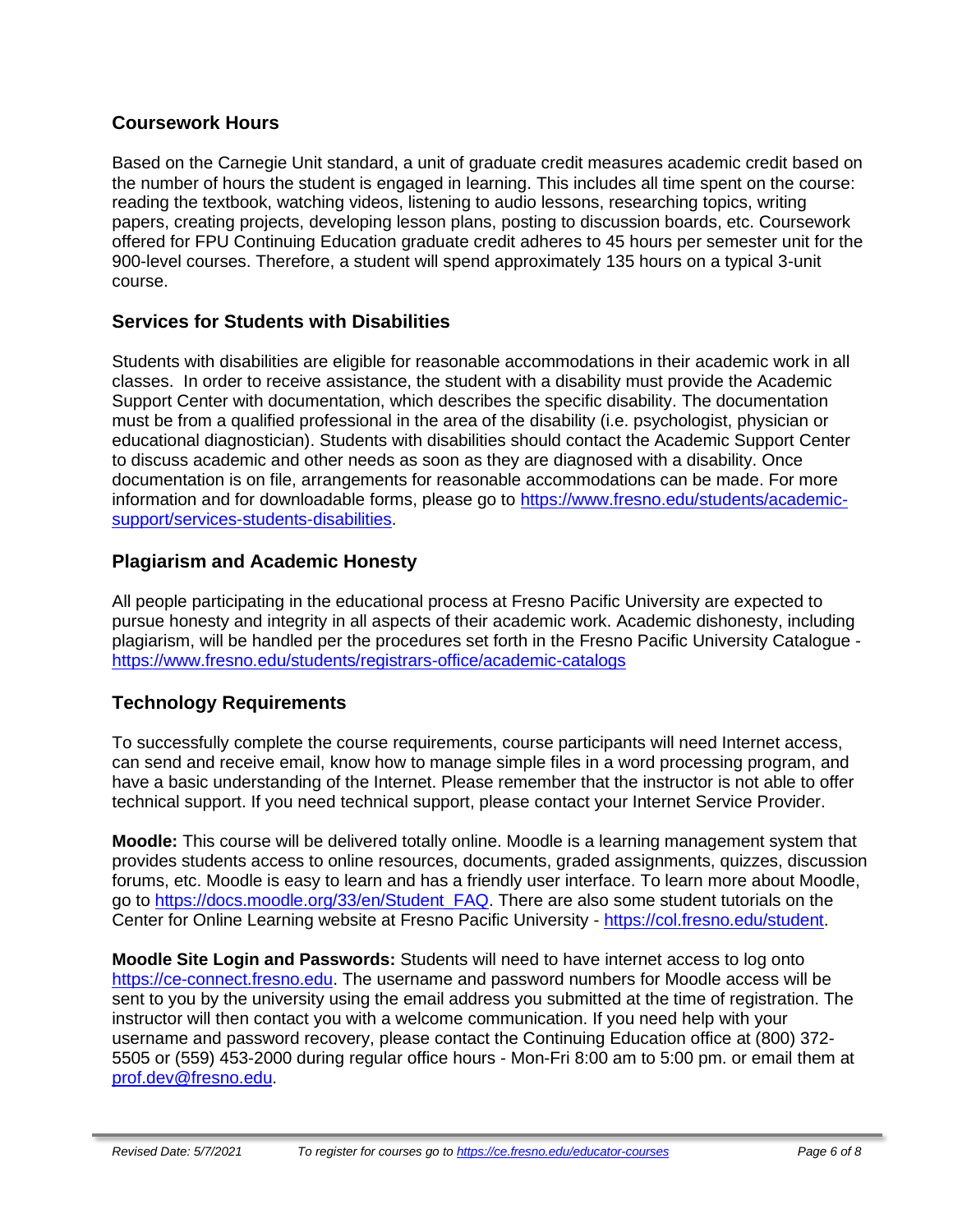## Coursework Hours

Based on the Carnegie Unit standard, a unit of graduate credit measures academic credit based on the number of hours the student is engaged in learning. This includes all time spent on the course: reading the textbook, watching videos, listening to audio lessons, researching topics, writing papers, creating projects, developing lesson plans, posting to discussion boards, etc. Coursework offered for FPU Continuing Education graduate credit adheres to 45 hours per semester unit for the 900-level courses. Therefore, a student will spend approximately 135 hours on a typical 3-unit course.

## Services for Students with Disabilities

Students with disabilities are eligible for reasonable accommodations in their academic work in all classes. In order to receive assistance, the student with a disability must provide the Academic Support Center with documentation, which describes the specific disability. The documentation must be from a qualified professional in the area of the disability (i.e. psychologist, physician or educational diagnostician). Students with disabilities should contact the Academic Support Center to discuss academic and other needs as soon as they are diagnosed with a disability. Once documentation is on file, arrangements for reasonable accommodations can be made. For more information and for downloadable forms, please go to https://www.fresno.edu/students/academic-support/services-students-disabilities.

## Plagiarism and Academic Honesty

All people participating in the educational process at Fresno Pacific University are expected to pursue honesty and integrity in all aspects of their academic work. Academic dishonesty, including plagiarism, will be handled per the procedures set forth in the Fresno Pacific University Catalogue - https://www.fresno.edu/students/registrars-office/academic-catalogs

## Technology Requirements

To successfully complete the course requirements, course participants will need Internet access, can send and receive email, know how to manage simple files in a word processing program, and have a basic understanding of the Internet. Please remember that the instructor is not able to offer technical support. If you need technical support, please contact your Internet Service Provider.

**Moodle:** This course will be delivered totally online. Moodle is a learning management system that provides students access to online resources, documents, graded assignments, quizzes, discussion forums, etc. Moodle is easy to learn and has a friendly user interface. To learn more about Moodle, go to https://docs.moodle.org/33/en/Student_FAQ. There are also some student tutorials on the Center for Online Learning website at Fresno Pacific University - https://col.fresno.edu/student.

**Moodle Site Login and Passwords:** Students will need to have internet access to log onto https://ce-connect.fresno.edu. The username and password numbers for Moodle access will be sent to you by the university using the email address you submitted at the time of registration. The instructor will then contact you with a welcome communication. If you need help with your username and password recovery, please contact the Continuing Education office at (800) 372-5505 or (559) 453-2000 during regular office hours - Mon-Fri 8:00 am to 5:00 pm. or email them at prof.dev@fresno.edu.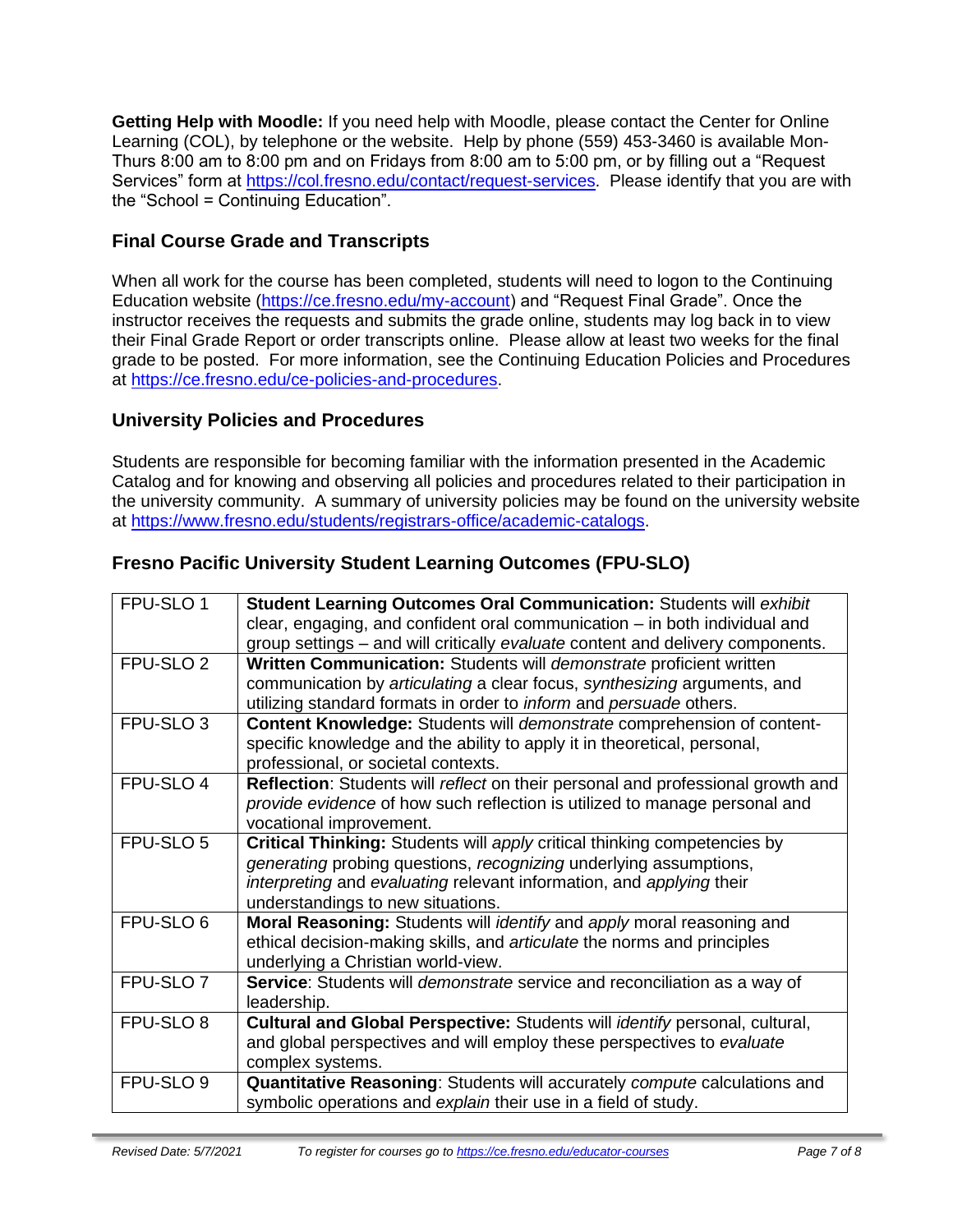**Getting Help with Moodle:** If you need help with Moodle, please contact the Center for Online Learning (COL), by telephone or the website. Help by phone (559) 453-3460 is available Mon-Thurs 8:00 am to 8:00 pm and on Fridays from 8:00 am to 5:00 pm, or by filling out a "Request Services" form at https://col.fresno.edu/contact/request-services. Please identify that you are with the "School = Continuing Education".

## Final Course Grade and Transcripts

When all work for the course has been completed, students will need to logon to the Continuing Education website (https://ce.fresno.edu/my-account) and "Request Final Grade". Once the instructor receives the requests and submits the grade online, students may log back in to view their Final Grade Report or order transcripts online. Please allow at least two weeks for the final grade to be posted. For more information, see the Continuing Education Policies and Procedures at https://ce.fresno.edu/ce-policies-and-procedures.

## University Policies and Procedures

Students are responsible for becoming familiar with the information presented in the Academic Catalog and for knowing and observing all policies and procedures related to their participation in the university community. A summary of university policies may be found on the university website at https://www.fresno.edu/students/registrars-office/academic-catalogs.

## Fresno Pacific University Student Learning Outcomes (FPU-SLO)

| | |
|---|---|
| FPU-SLO 1 | **Student Learning Outcomes Oral Communication:** Students will *exhibit* clear, engaging, and confident oral communication – in both individual and group settings – and will critically *evaluate* content and delivery components. |
| FPU-SLO 2 | **Written Communication:** Students will *demonstrate* proficient written communication by *articulating* a clear focus, *synthesizing* arguments, and utilizing standard formats in order to *inform* and *persuade* others. |
| FPU-SLO 3 | **Content Knowledge:** Students will *demonstrate* comprehension of content-specific knowledge and the ability to apply it in theoretical, personal, professional, or societal contexts. |
| FPU-SLO 4 | **Reflection**: Students will *reflect* on their personal and professional growth and *provide evidence* of how such reflection is utilized to manage personal and vocational improvement. |
| FPU-SLO 5 | **Critical Thinking:** Students will *apply* critical thinking competencies by *generating* probing questions, *recognizing* underlying assumptions, *interpreting* and *evaluating* relevant information, and *applying* their understandings to new situations. |
| FPU-SLO 6 | **Moral Reasoning:** Students will *identify* and *apply* moral reasoning and ethical decision-making skills, and *articulate* the norms and principles underlying a Christian world-view. |
| FPU-SLO 7 | **Service**: Students will *demonstrate* service and reconciliation as a way of leadership. |
| FPU-SLO 8 | **Cultural and Global Perspective:** Students will *identify* personal, cultural, and global perspectives and will employ these perspectives to *evaluate* complex systems. |
| FPU-SLO 9 | **Quantitative Reasoning**: Students will accurately *compute* calculations and symbolic operations and *explain* their use in a field of study. |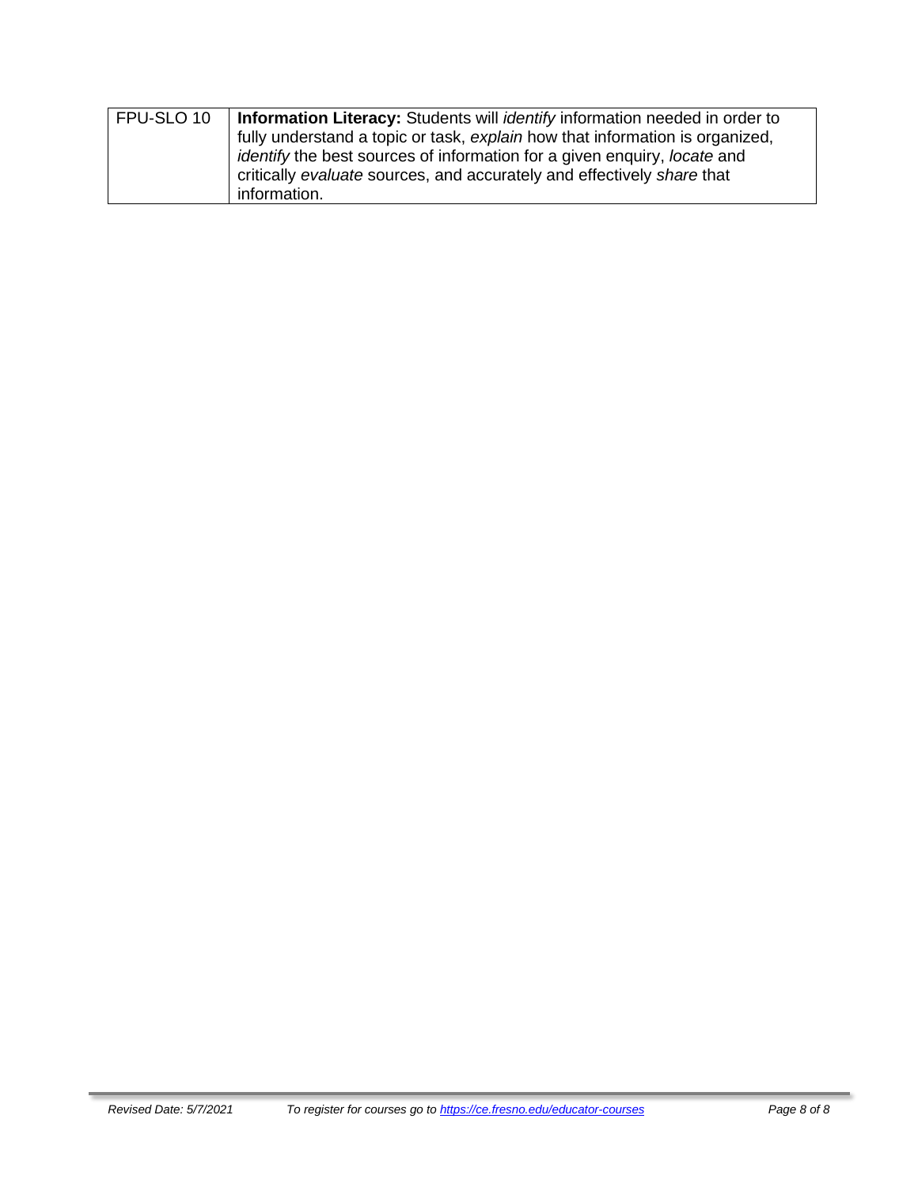| | |
|---|---|
| FPU-SLO 10 | **Information Literacy:** Students will *identify* information needed in order to fully understand a topic or task, *explain* how that information is organized, *identify* the best sources of information for a given enquiry, *locate* and critically *evaluate* sources, and accurately and effectively *share* that information. |